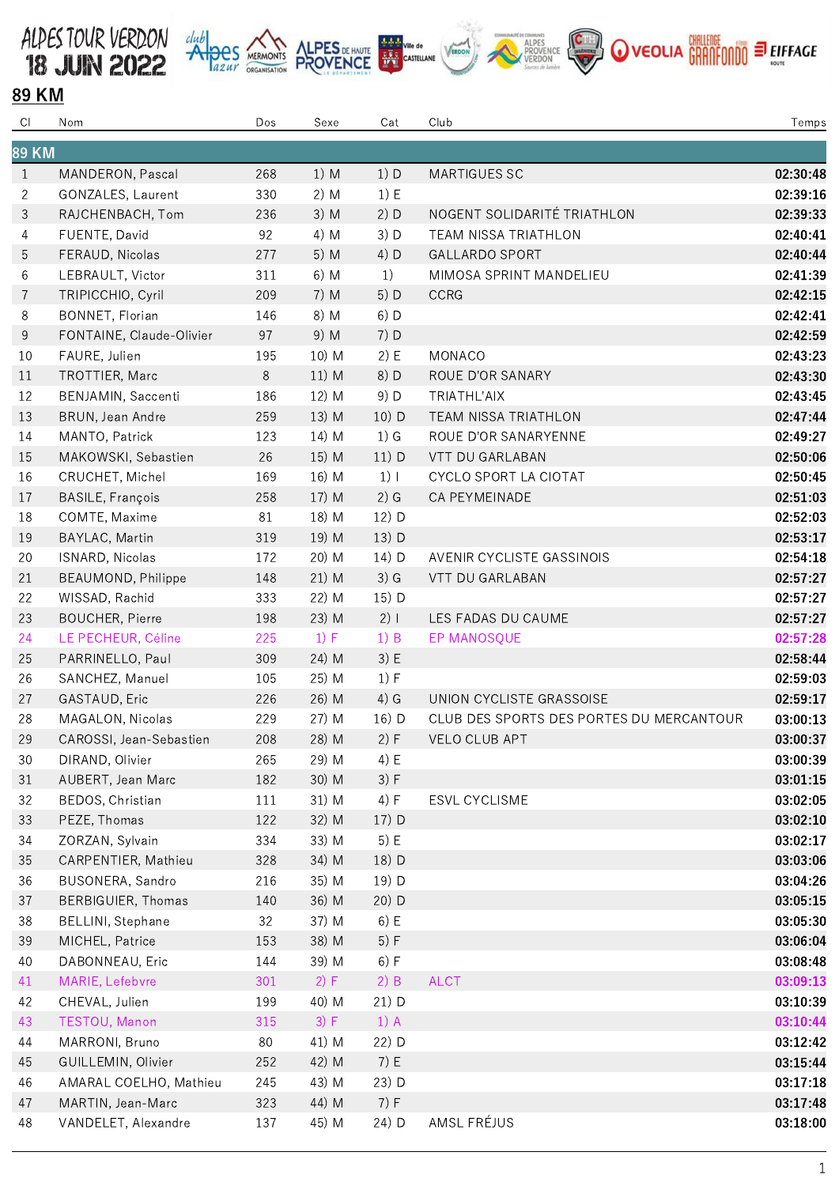# ALPES TOUR VERDON 18 JUIN 2022

## 89 KM

| Cl | Nom | Dos | Sexe | Cat | Club | Temps |
|---|---|---|---|---|---|---|
| **89 KM** | | | | | | |
| 1 | MANDERON, Pascal | 268 | 1) M | 1) D | MARTIGUES SC | **02:30:48** |
| 2 | GONZALES, Laurent | 330 | 2) M | 1) E | | **02:39:16** |
| 3 | RAJCHENBACH, Tom | 236 | 3) M | 2) D | NOGENT SOLIDARITÉ TRIATHLON | **02:39:33** |
| 4 | FUENTE, David | 92 | 4) M | 3) D | TEAM NISSA TRIATHLON | **02:40:41** |
| 5 | FERAUD, Nicolas | 277 | 5) M | 4) D | GALLARDO SPORT | **02:40:44** |
| 6 | LEBRAULT, Victor | 311 | 6) M | 1) | MIMOSA SPRINT MANDELIEU | **02:41:39** |
| 7 | TRIPICCHIO, Cyril | 209 | 7) M | 5) D | CCRG | **02:42:15** |
| 8 | BONNET, Florian | 146 | 8) M | 6) D | | **02:42:41** |
| 9 | FONTAINE, Claude-Olivier | 97 | 9) M | 7) D | | **02:42:59** |
| 10 | FAURE, Julien | 195 | 10) M | 2) E | MONACO | **02:43:23** |
| 11 | TROTTIER, Marc | 8 | 11) M | 8) D | ROUE D'OR SANARY | **02:43:30** |
| 12 | BENJAMIN, Saccenti | 186 | 12) M | 9) D | TRIATHL'AIX | **02:43:45** |
| 13 | BRUN, Jean Andre | 259 | 13) M | 10) D | TEAM NISSA TRIATHLON | **02:47:44** |
| 14 | MANTO, Patrick | 123 | 14) M | 1) G | ROUE D'OR SANARYENNE | **02:49:27** |
| 15 | MAKOWSKI, Sebastien | 26 | 15) M | 11) D | VTT DU GARLABAN | **02:50:06** |
| 16 | CRUCHET, Michel | 169 | 16) M | 1) I | CYCLO SPORT LA CIOTAT | **02:50:45** |
| 17 | BASILE, François | 258 | 17) M | 2) G | CA PEYMEINADE | **02:51:03** |
| 18 | COMTE, Maxime | 81 | 18) M | 12) D | | **02:52:03** |
| 19 | BAYLAC, Martin | 319 | 19) M | 13) D | | **02:53:17** |
| 20 | ISNARD, Nicolas | 172 | 20) M | 14) D | AVENIR CYCLISTE GASSINOIS | **02:54:18** |
| 21 | BEAUMOND, Philippe | 148 | 21) M | 3) G | VTT DU GARLABAN | **02:57:27** |
| 22 | WISSAD, Rachid | 333 | 22) M | 15) D | | **02:57:27** |
| 23 | BOUCHER, Pierre | 198 | 23) M | 2) I | LES FADAS DU CAUME | **02:57:27** |
| 24 | LE PECHEUR, Céline | 225 | 1) F | 1) B | EP MANOSQUE | **02:57:28** |
| 25 | PARRINELLO, Paul | 309 | 24) M | 3) E | | **02:58:44** |
| 26 | SANCHEZ, Manuel | 105 | 25) M | 1) F | | **02:59:03** |
| 27 | GASTAUD, Eric | 226 | 26) M | 4) G | UNION CYCLISTE GRASSOISE | **02:59:17** |
| 28 | MAGALON, Nicolas | 229 | 27) M | 16) D | CLUB DES SPORTS DES PORTES DU MERCANTOUR | **03:00:13** |
| 29 | CAROSSI, Jean-Sebastien | 208 | 28) M | 2) F | VELO CLUB APT | **03:00:37** |
| 30 | DIRAND, Olivier | 265 | 29) M | 4) E | | **03:00:39** |
| 31 | AUBERT, Jean Marc | 182 | 30) M | 3) F | | **03:01:15** |
| 32 | BEDOS, Christian | 111 | 31) M | 4) F | ESVL CYCLISME | **03:02:05** |
| 33 | PEZE, Thomas | 122 | 32) M | 17) D | | **03:02:10** |
| 34 | ZORZAN, Sylvain | 334 | 33) M | 5) E | | **03:02:17** |
| 35 | CARPENTIER, Mathieu | 328 | 34) M | 18) D | | **03:03:06** |
| 36 | BUSONERA, Sandro | 216 | 35) M | 19) D | | **03:04:26** |
| 37 | BERBIGUIER, Thomas | 140 | 36) M | 20) D | | **03:05:15** |
| 38 | BELLINI, Stephane | 32 | 37) M | 6) E | | **03:05:30** |
| 39 | MICHEL, Patrice | 153 | 38) M | 5) F | | **03:06:04** |
| 40 | DABONNEAU, Eric | 144 | 39) M | 6) F | | **03:08:48** |
| 41 | MARIE, Lefebvre | 301 | 2) F | 2) B | ALCT | **03:09:13** |
| 42 | CHEVAL, Julien | 199 | 40) M | 21) D | | **03:10:39** |
| 43 | TESTOU, Manon | 315 | 3) F | 1) A | | **03:10:44** |
| 44 | MARRONI, Bruno | 80 | 41) M | 22) D | | **03:12:42** |
| 45 | GUILLEMIN, Olivier | 252 | 42) M | 7) E | | **03:15:44** |
| 46 | AMARAL COELHO, Mathieu | 245 | 43) M | 23) D | | **03:17:18** |
| 47 | MARTIN, Jean-Marc | 323 | 44) M | 7) F | | **03:17:48** |
| 48 | VANDELET, Alexandre | 137 | 45) M | 24) D | AMSL FRÉJUS | **03:18:00** |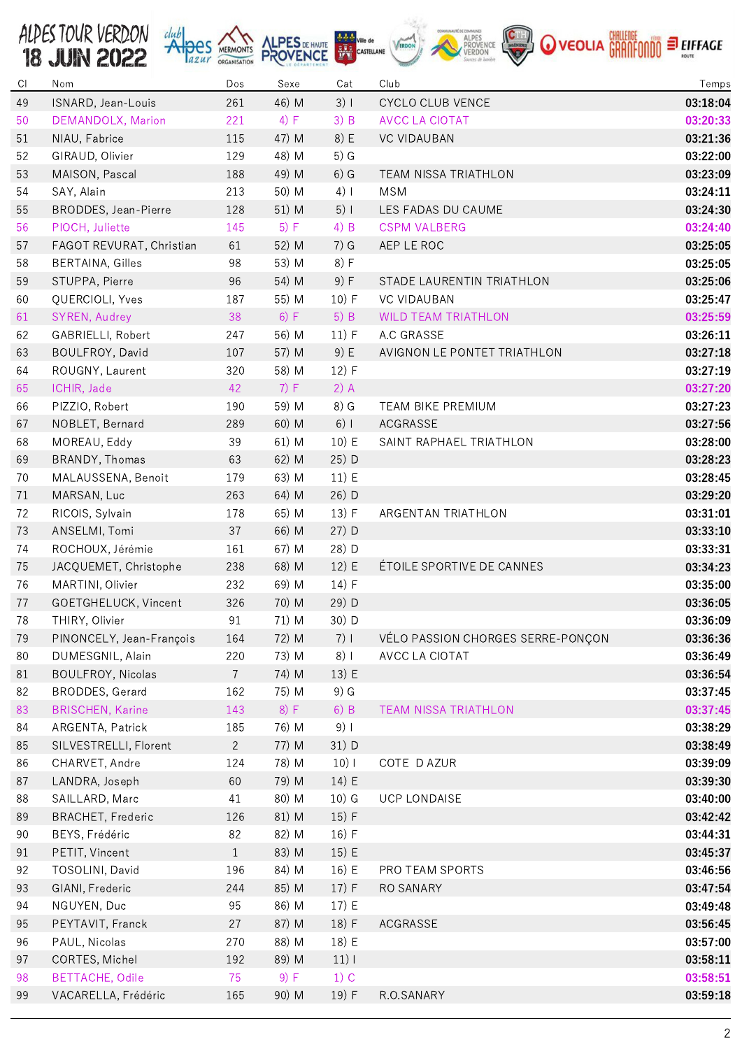ALPES TOUR VERDON 18 JUIN 2022

| Cl | Nom | Dos | Sexe | Cat | Club | Temps |
|---|---|---|---|---|---|---|
| 49 | ISNARD, Jean-Louis | 261 | 46) M | 3) I | CYCLO CLUB VENCE | 03:18:04 |
| 50 | DEMANDOLX, Marion | 221 | 4) F | 3) B | AVCC LA CIOTAT | 03:20:33 |
| 51 | NIAU, Fabrice | 115 | 47) M | 8) E | VC VIDAUBAN | 03:21:36 |
| 52 | GIRAUD, Olivier | 129 | 48) M | 5) G | | 03:22:00 |
| 53 | MAISON, Pascal | 188 | 49) M | 6) G | TEAM NISSA TRIATHLON | 03:23:09 |
| 54 | SAY, Alain | 213 | 50) M | 4) I | MSM | 03:24:11 |
| 55 | BRODDES, Jean-Pierre | 128 | 51) M | 5) I | LES FADAS DU CAUME | 03:24:30 |
| 56 | PIOCH, Juliette | 145 | 5) F | 4) B | CSPM VALBERG | 03:24:40 |
| 57 | FAGOT REVURAT, Christian | 61 | 52) M | 7) G | AEP LE ROC | 03:25:05 |
| 58 | BERTAINA, Gilles | 98 | 53) M | 8) F | | 03:25:05 |
| 59 | STUPPA, Pierre | 96 | 54) M | 9) F | STADE LAURENTIN TRIATHLON | 03:25:06 |
| 60 | QUERCIOLI, Yves | 187 | 55) M | 10) F | VC VIDAUBAN | 03:25:47 |
| 61 | SYREN, Audrey | 38 | 6) F | 5) B | WILD TEAM TRIATHLON | 03:25:59 |
| 62 | GABRIELLI, Robert | 247 | 56) M | 11) F | A.C GRASSE | 03:26:11 |
| 63 | BOULFROY, David | 107 | 57) M | 9) E | AVIGNON LE PONTET TRIATHLON | 03:27:18 |
| 64 | ROUGNY, Laurent | 320 | 58) M | 12) F | | 03:27:19 |
| 65 | ICHIR, Jade | 42 | 7) F | 2) A | | 03:27:20 |
| 66 | PIZZIO, Robert | 190 | 59) M | 8) G | TEAM BIKE PREMIUM | 03:27:23 |
| 67 | NOBLET, Bernard | 289 | 60) M | 6) I | ACGRASSE | 03:27:56 |
| 68 | MOREAU, Eddy | 39 | 61) M | 10) E | SAINT RAPHAEL TRIATHLON | 03:28:00 |
| 69 | BRANDY, Thomas | 63 | 62) M | 25) D | | 03:28:23 |
| 70 | MALAUSSENA, Benoit | 179 | 63) M | 11) E | | 03:28:45 |
| 71 | MARSAN, Luc | 263 | 64) M | 26) D | | 03:29:20 |
| 72 | RICOIS, Sylvain | 178 | 65) M | 13) F | ARGENTAN TRIATHLON | 03:31:01 |
| 73 | ANSELMI, Tomi | 37 | 66) M | 27) D | | 03:33:10 |
| 74 | ROCHOUX, Jérémie | 161 | 67) M | 28) D | | 03:33:31 |
| 75 | JACQUEMET, Christophe | 238 | 68) M | 12) E | ÉTOILE SPORTIVE DE CANNES | 03:34:23 |
| 76 | MARTINI, Olivier | 232 | 69) M | 14) F | | 03:35:00 |
| 77 | GOETGHELUCK, Vincent | 326 | 70) M | 29) D | | 03:36:05 |
| 78 | THIRY, Olivier | 91 | 71) M | 30) D | | 03:36:09 |
| 79 | PINONCELY, Jean-François | 164 | 72) M | 7) I | VÉLO PASSION CHORGES SERRE-PONÇON | 03:36:36 |
| 80 | DUMESGNIL, Alain | 220 | 73) M | 8) I | AVCC LA CIOTAT | 03:36:49 |
| 81 | BOULFROY, Nicolas | 7 | 74) M | 13) E | | 03:36:54 |
| 82 | BRODDES, Gerard | 162 | 75) M | 9) G | | 03:37:45 |
| 83 | BRISCHEN, Karine | 143 | 8) F | 6) B | TEAM NISSA TRIATHLON | 03:37:45 |
| 84 | ARGENTA, Patrick | 185 | 76) M | 9) I | | 03:38:29 |
| 85 | SILVESTRELLI, Florent | 2 | 77) M | 31) D | | 03:38:49 |
| 86 | CHARVET, Andre | 124 | 78) M | 10) I | COTE D AZUR | 03:39:09 |
| 87 | LANDRA, Joseph | 60 | 79) M | 14) E | | 03:39:30 |
| 88 | SAILLARD, Marc | 41 | 80) M | 10) G | UCP LONDAISE | 03:40:00 |
| 89 | BRACHET, Frederic | 126 | 81) M | 15) F | | 03:42:42 |
| 90 | BEYS, Frédéric | 82 | 82) M | 16) F | | 03:44:31 |
| 91 | PETIT, Vincent | 1 | 83) M | 15) E | | 03:45:37 |
| 92 | TOSOLINI, David | 196 | 84) M | 16) E | PRO TEAM SPORTS | 03:46:56 |
| 93 | GIANI, Frederic | 244 | 85) M | 17) F | RO SANARY | 03:47:54 |
| 94 | NGUYEN, Duc | 95 | 86) M | 17) E | | 03:49:48 |
| 95 | PEYTAVIT, Franck | 27 | 87) M | 18) F | ACGRASSE | 03:56:45 |
| 96 | PAUL, Nicolas | 270 | 88) M | 18) E | | 03:57:00 |
| 97 | CORTES, Michel | 192 | 89) M | 11) I | | 03:58:11 |
| 98 | BETTACHE, Odile | 75 | 9) F | 1) C | | 03:58:51 |
| 99 | VACARELLA, Frédéric | 165 | 90) M | 19) F | R.O.SANARY | 03:59:18 |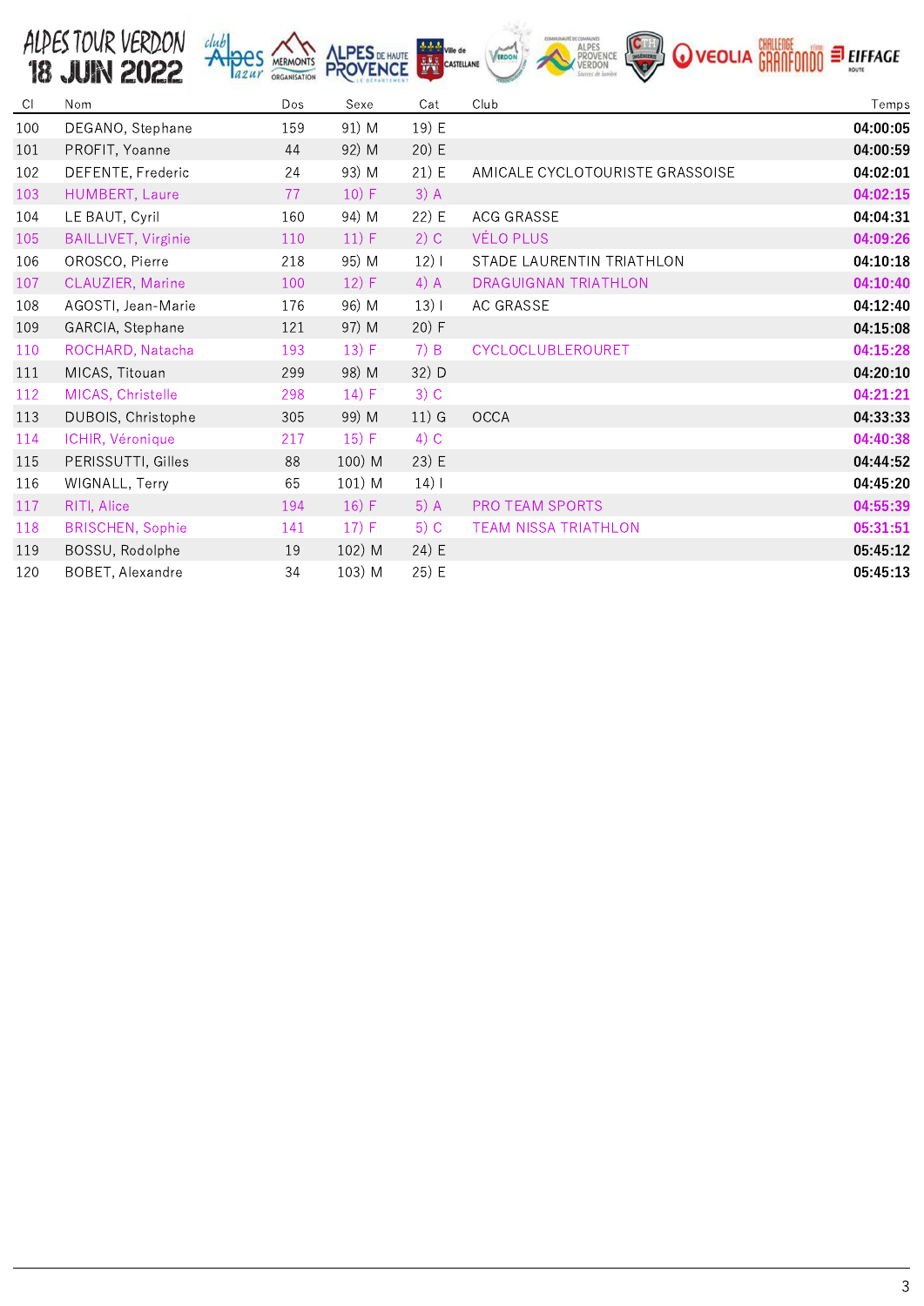ALPES TOUR VERDON 18 JUIN 2022

| Cl | Nom | Dos | Sexe | Cat | Club | Temps |
|---|---|---|---|---|---|---|
| 100 | DEGANO, Stephane | 159 | 91) M | 19) E | | **04:00:05** |
| 101 | PROFIT, Yoanne | 44 | 92) M | 20) E | | **04:00:59** |
| 102 | DEFENTE, Frederic | 24 | 93) M | 21) E | AMICALE CYCLOTOURISTE GRASSOISE | **04:02:01** |
| 103 | HUMBERT, Laure | 77 | 10) F | 3) A | | **04:02:15** |
| 104 | LE BAUT, Cyril | 160 | 94) M | 22) E | ACG GRASSE | **04:04:31** |
| 105 | BAILLIVET, Virginie | 110 | 11) F | 2) C | VÉLO PLUS | **04:09:26** |
| 106 | OROSCO, Pierre | 218 | 95) M | 12) I | STADE LAURENTIN TRIATHLON | **04:10:18** |
| 107 | CLAUZIER, Marine | 100 | 12) F | 4) A | DRAGUIGNAN TRIATHLON | **04:10:40** |
| 108 | AGOSTI, Jean-Marie | 176 | 96) M | 13) I | AC GRASSE | **04:12:40** |
| 109 | GARCIA, Stephane | 121 | 97) M | 20) F | | **04:15:08** |
| 110 | ROCHARD, Natacha | 193 | 13) F | 7) B | CYCLOCLUBLEROURET | **04:15:28** |
| 111 | MICAS, Titouan | 299 | 98) M | 32) D | | **04:20:10** |
| 112 | MICAS, Christelle | 298 | 14) F | 3) C | | **04:21:21** |
| 113 | DUBOIS, Christophe | 305 | 99) M | 11) G | OCCA | **04:33:33** |
| 114 | ICHIR, Véronique | 217 | 15) F | 4) C | | **04:40:38** |
| 115 | PERISSUTTI, Gilles | 88 | 100) M | 23) E | | **04:44:52** |
| 116 | WIGNALL, Terry | 65 | 101) M | 14) I | | **04:45:20** |
| 117 | RITI, Alice | 194 | 16) F | 5) A | PRO TEAM SPORTS | **04:55:39** |
| 118 | BRISCHEN, Sophie | 141 | 17) F | 5) C | TEAM NISSA TRIATHLON | **05:31:51** |
| 119 | BOSSU, Rodolphe | 19 | 102) M | 24) E | | **05:45:12** |
| 120 | BOBET, Alexandre | 34 | 103) M | 25) E | | **05:45:13** |